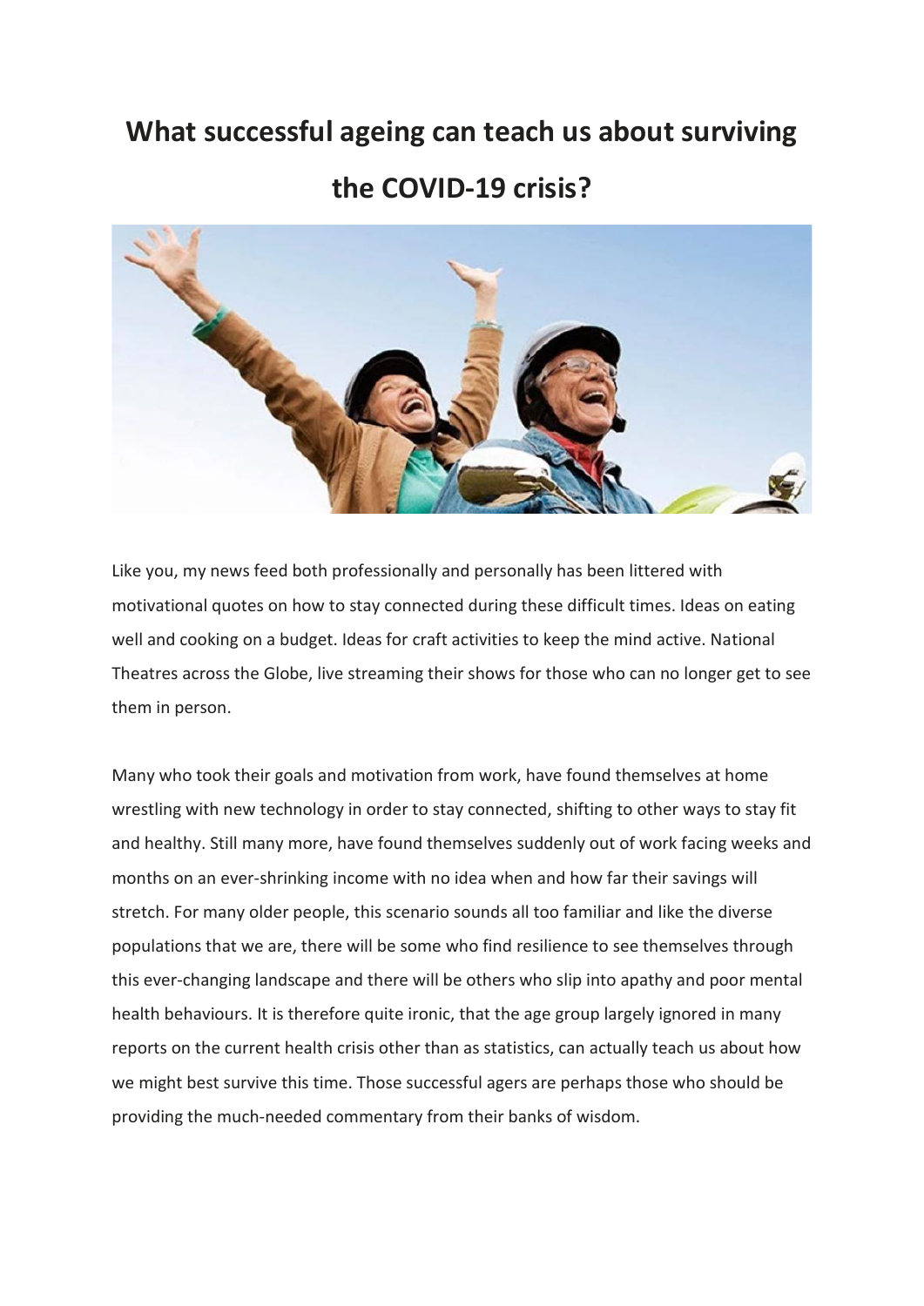# What successful ageing can teach us about surviving the COVID-19 crisis?

Like you, my news feed both professionally and personally has been littered with motivational quotes on how to stay connected during these difficult times. Ideas on eating well and cooking on a budget. Ideas for craft activities to keep the mind active. National Theatres across the Globe, live streaming their shows for those who can no longer get to see them in person.

Many who took their goals and motivation from work, have found themselves at home wrestling with new technology in order to stay connected, shifting to other ways to stay fit and healthy. Still many more, have found themselves suddenly out of work facing weeks and months on an ever-shrinking income with no idea when and how far their savings will stretch. For many older people, this scenario sounds all too familiar and like the diverse populations that we are, there will be some who find resilience to see themselves through this ever-changing landscape and there will be others who slip into apathy and poor mental health behaviours. It is therefore quite ironic, that the age group largely ignored in many reports on the current health crisis other than as statistics, can actually teach us about how we might best survive this time. Those successful agers are perhaps those who should be providing the much-needed commentary from their banks of wisdom.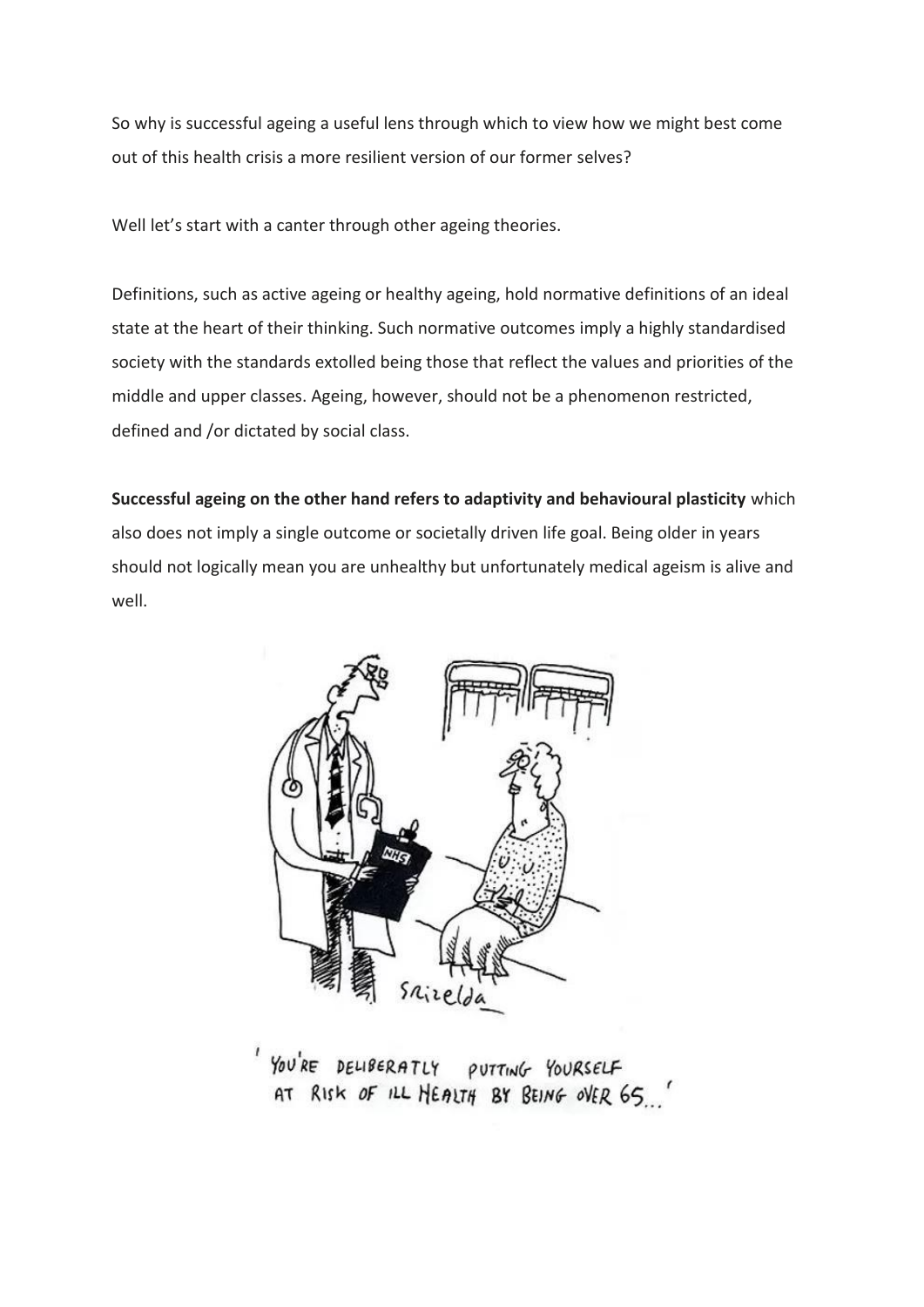So why is successful ageing a useful lens through which to view how we might best come out of this health crisis a more resilient version of our former selves?

Well let's start with a canter through other ageing theories.

Definitions, such as active ageing or healthy ageing, hold normative definitions of an ideal state at the heart of their thinking. Such normative outcomes imply a highly standardised society with the standards extolled being those that reflect the values and priorities of the middle and upper classes. Ageing, however, should not be a phenomenon restricted, defined and /or dictated by social class.

**Successful ageing on the other hand refers to adaptivity and behavioural plasticity** which also does not imply a single outcome or societally driven life goal. Being older in years should not logically mean you are unhealthy but unfortunately medical ageism is alive and well.

'YOU'RE DELIBERATLY PUTTING YOURSELF AT RISK OF ILL HEALTH BY BEING OVER 65...'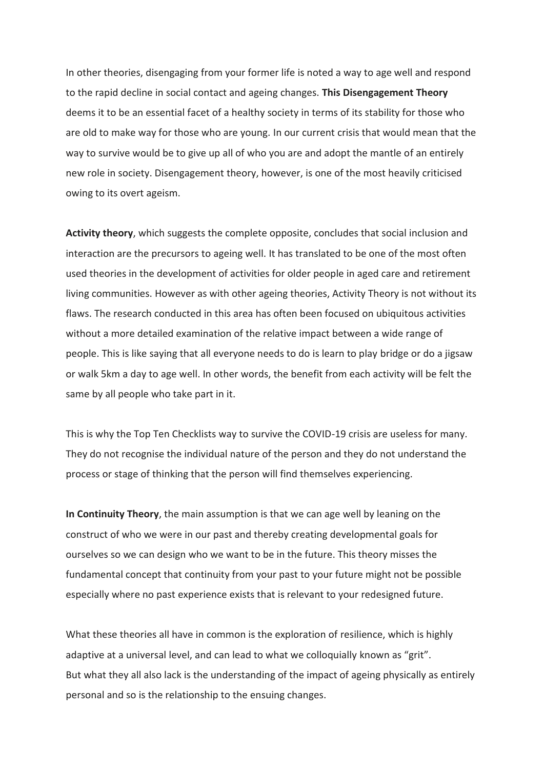In other theories, disengaging from your former life is noted a way to age well and respond to the rapid decline in social contact and ageing changes. **This Disengagement Theory** deems it to be an essential facet of a healthy society in terms of its stability for those who are old to make way for those who are young. In our current crisis that would mean that the way to survive would be to give up all of who you are and adopt the mantle of an entirely new role in society. Disengagement theory, however, is one of the most heavily criticised owing to its overt ageism.

**Activity theory**, which suggests the complete opposite, concludes that social inclusion and interaction are the precursors to ageing well. It has translated to be one of the most often used theories in the development of activities for older people in aged care and retirement living communities. However as with other ageing theories, Activity Theory is not without its flaws. The research conducted in this area has often been focused on ubiquitous activities without a more detailed examination of the relative impact between a wide range of people. This is like saying that all everyone needs to do is learn to play bridge or do a jigsaw or walk 5km a day to age well. In other words, the benefit from each activity will be felt the same by all people who take part in it.

This is why the Top Ten Checklists way to survive the COVID-19 crisis are useless for many. They do not recognise the individual nature of the person and they do not understand the process or stage of thinking that the person will find themselves experiencing.

**In Continuity Theory**, the main assumption is that we can age well by leaning on the construct of who we were in our past and thereby creating developmental goals for ourselves so we can design who we want to be in the future. This theory misses the fundamental concept that continuity from your past to your future might not be possible especially where no past experience exists that is relevant to your redesigned future.

What these theories all have in common is the exploration of resilience, which is highly adaptive at a universal level, and can lead to what we colloquially known as "grit".
But what they all also lack is the understanding of the impact of ageing physically as entirely personal and so is the relationship to the ensuing changes.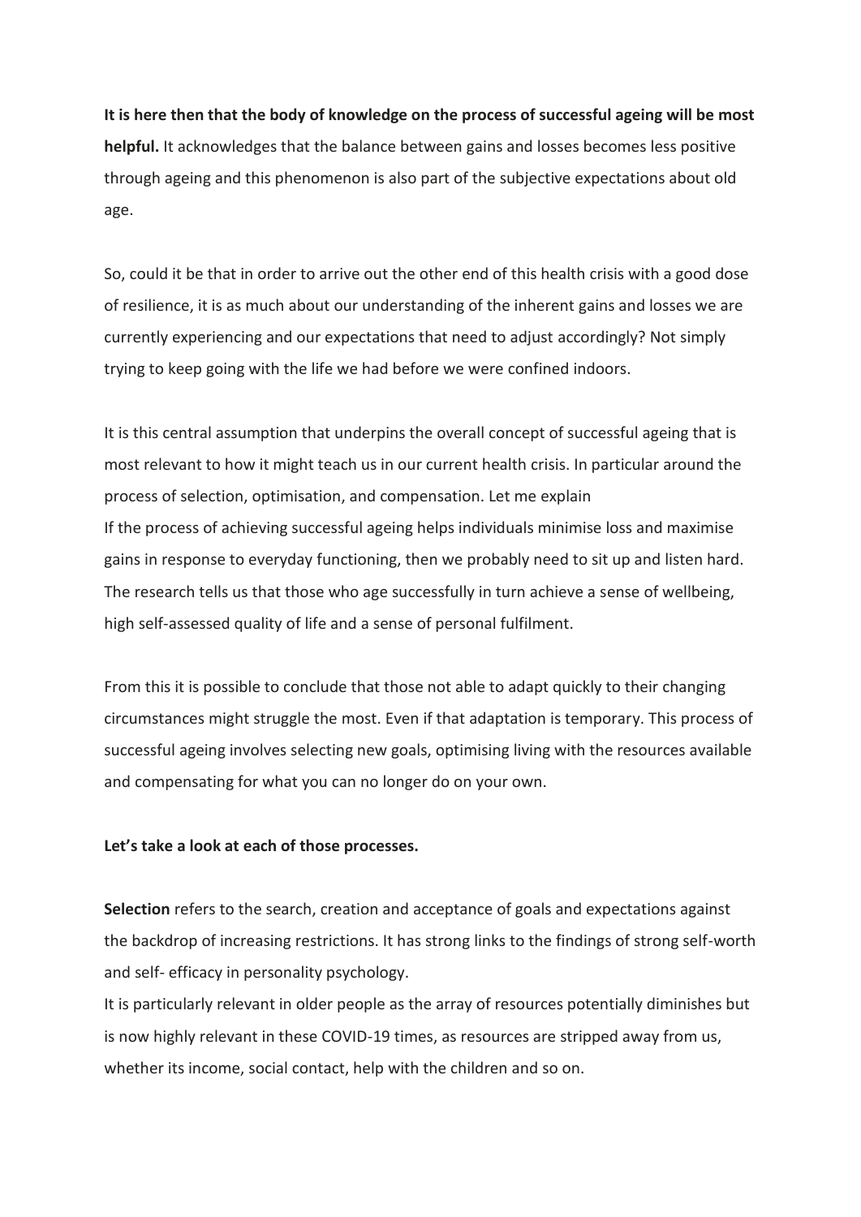**It is here then that the body of knowledge on the process of successful ageing will be most helpful.** It acknowledges that the balance between gains and losses becomes less positive through ageing and this phenomenon is also part of the subjective expectations about old age.

So, could it be that in order to arrive out the other end of this health crisis with a good dose of resilience, it is as much about our understanding of the inherent gains and losses we are currently experiencing and our expectations that need to adjust accordingly? Not simply trying to keep going with the life we had before we were confined indoors.

It is this central assumption that underpins the overall concept of successful ageing that is most relevant to how it might teach us in our current health crisis. In particular around the process of selection, optimisation, and compensation. Let me explain
If the process of achieving successful ageing helps individuals minimise loss and maximise gains in response to everyday functioning, then we probably need to sit up and listen hard. The research tells us that those who age successfully in turn achieve a sense of wellbeing, high self-assessed quality of life and a sense of personal fulfilment.

From this it is possible to conclude that those not able to adapt quickly to their changing circumstances might struggle the most. Even if that adaptation is temporary. This process of successful ageing involves selecting new goals, optimising living with the resources available and compensating for what you can no longer do on your own.

**Let's take a look at each of those processes.**

**Selection** refers to the search, creation and acceptance of goals and expectations against the backdrop of increasing restrictions. It has strong links to the findings of strong self-worth and self- efficacy in personality psychology.
It is particularly relevant in older people as the array of resources potentially diminishes but is now highly relevant in these COVID-19 times, as resources are stripped away from us, whether its income, social contact, help with the children and so on.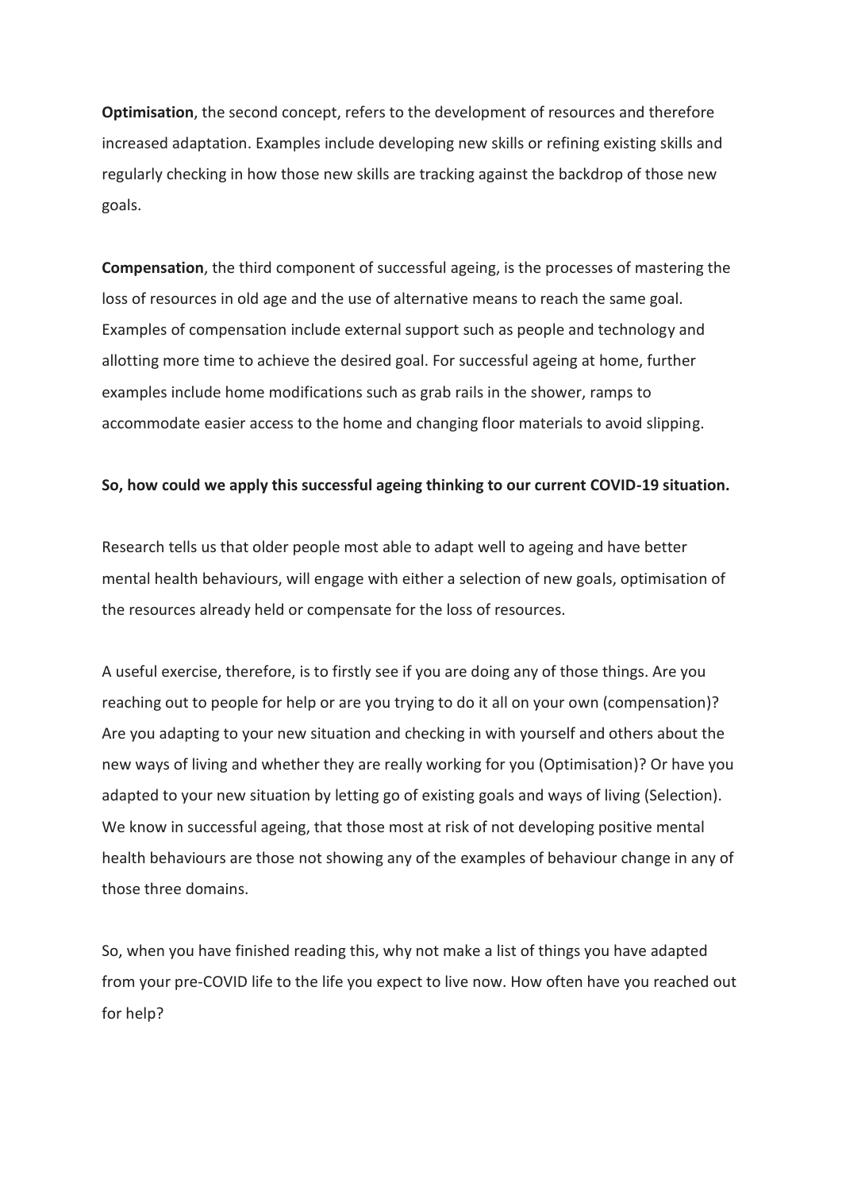**Optimisation**, the second concept, refers to the development of resources and therefore increased adaptation. Examples include developing new skills or refining existing skills and regularly checking in how those new skills are tracking against the backdrop of those new goals.

**Compensation**, the third component of successful ageing, is the processes of mastering the loss of resources in old age and the use of alternative means to reach the same goal. Examples of compensation include external support such as people and technology and allotting more time to achieve the desired goal. For successful ageing at home, further examples include home modifications such as grab rails in the shower, ramps to accommodate easier access to the home and changing floor materials to avoid slipping.

**So, how could we apply this successful ageing thinking to our current COVID-19 situation.**

Research tells us that older people most able to adapt well to ageing and have better mental health behaviours, will engage with either a selection of new goals, optimisation of the resources already held or compensate for the loss of resources.

A useful exercise, therefore, is to firstly see if you are doing any of those things. Are you reaching out to people for help or are you trying to do it all on your own (compensation)? Are you adapting to your new situation and checking in with yourself and others about the new ways of living and whether they are really working for you (Optimisation)? Or have you adapted to your new situation by letting go of existing goals and ways of living (Selection). We know in successful ageing, that those most at risk of not developing positive mental health behaviours are those not showing any of the examples of behaviour change in any of those three domains.

So, when you have finished reading this, why not make a list of things you have adapted from your pre-COVID life to the life you expect to live now. How often have you reached out for help?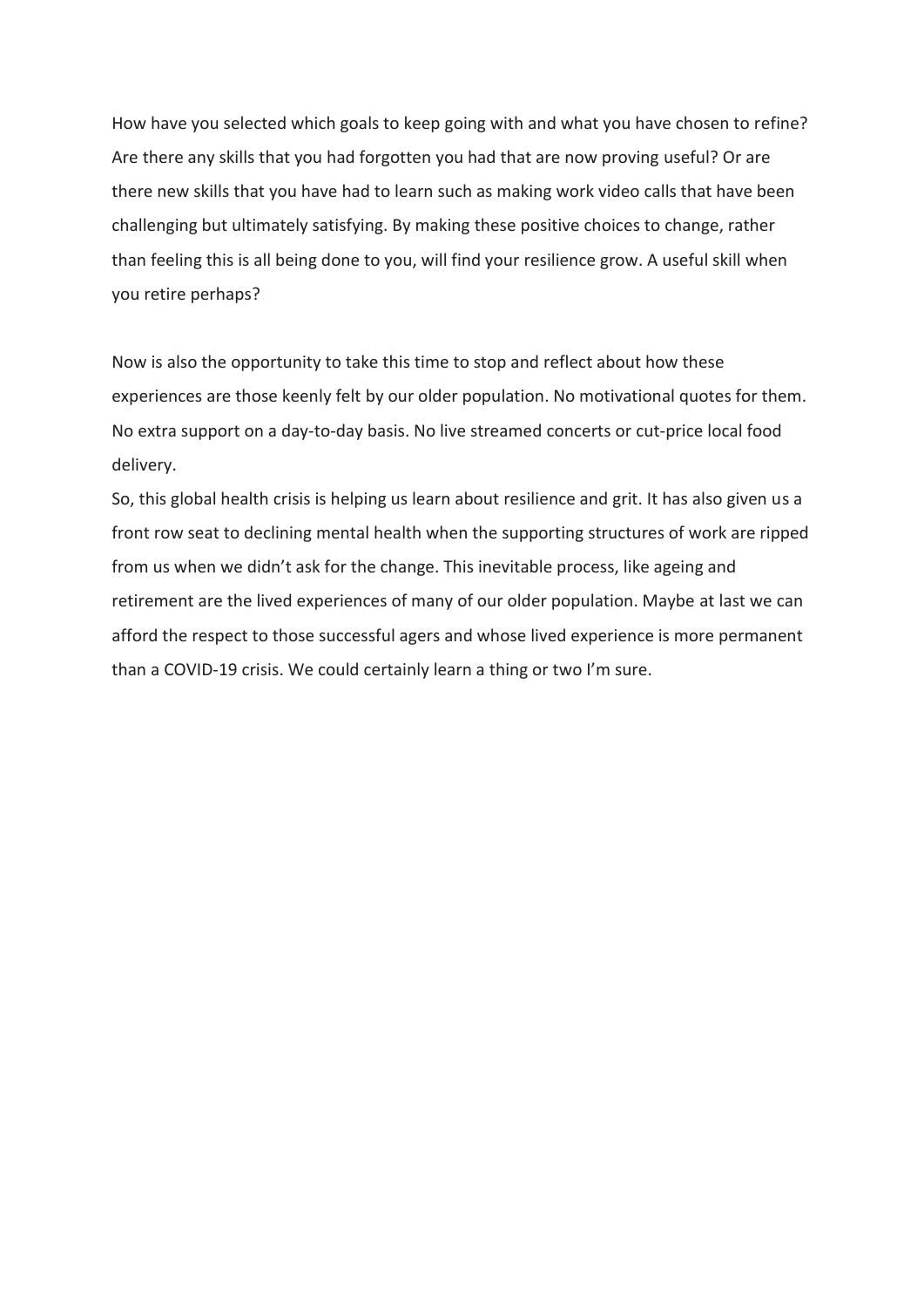How have you selected which goals to keep going with and what you have chosen to refine? Are there any skills that you had forgotten you had that are now proving useful? Or are there new skills that you have had to learn such as making work video calls that have been challenging but ultimately satisfying. By making these positive choices to change, rather than feeling this is all being done to you, will find your resilience grow. A useful skill when you retire perhaps?

Now is also the opportunity to take this time to stop and reflect about how these experiences are those keenly felt by our older population. No motivational quotes for them. No extra support on a day-to-day basis. No live streamed concerts or cut-price local food delivery.

So, this global health crisis is helping us learn about resilience and grit. It has also given us a front row seat to declining mental health when the supporting structures of work are ripped from us when we didn't ask for the change. This inevitable process, like ageing and retirement are the lived experiences of many of our older population. Maybe at last we can afford the respect to those successful agers and whose lived experience is more permanent than a COVID-19 crisis. We could certainly learn a thing or two I'm sure.